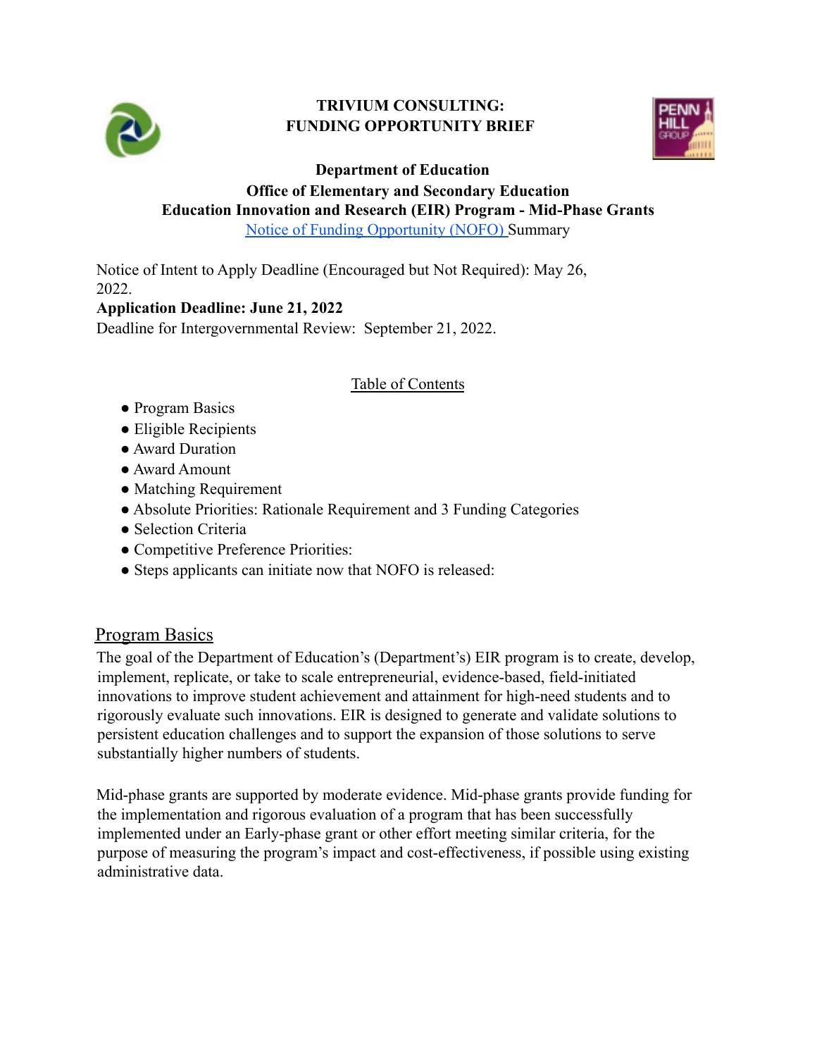**TRIVIUM CONSULTING:**
**FUNDING OPPORTUNITY BRIEF**

**Department of Education**
**Office of Elementary and Secondary Education**
**Education Innovation and Research (EIR) Program - Mid-Phase Grants**
Notice of Funding Opportunity (NOFO) Summary

Notice of Intent to Apply Deadline (Encouraged but Not Required): May 26, 2022.
**Application Deadline: June 21, 2022**
Deadline for Intergovernmental Review: September 21, 2022.

Table of Contents

- Program Basics
- Eligible Recipients
- Award Duration
- Award Amount
- Matching Requirement
- Absolute Priorities: Rationale Requirement and 3 Funding Categories
- Selection Criteria
- Competitive Preference Priorities:
- Steps applicants can initiate now that NOFO is released:

## Program Basics

The goal of the Department of Education's (Department's) EIR program is to create, develop, implement, replicate, or take to scale entrepreneurial, evidence-based, field-initiated innovations to improve student achievement and attainment for high-need students and to rigorously evaluate such innovations. EIR is designed to generate and validate solutions to persistent education challenges and to support the expansion of those solutions to serve substantially higher numbers of students.

Mid-phase grants are supported by moderate evidence. Mid-phase grants provide funding for the implementation and rigorous evaluation of a program that has been successfully implemented under an Early-phase grant or other effort meeting similar criteria, for the purpose of measuring the program's impact and cost-effectiveness, if possible using existing administrative data.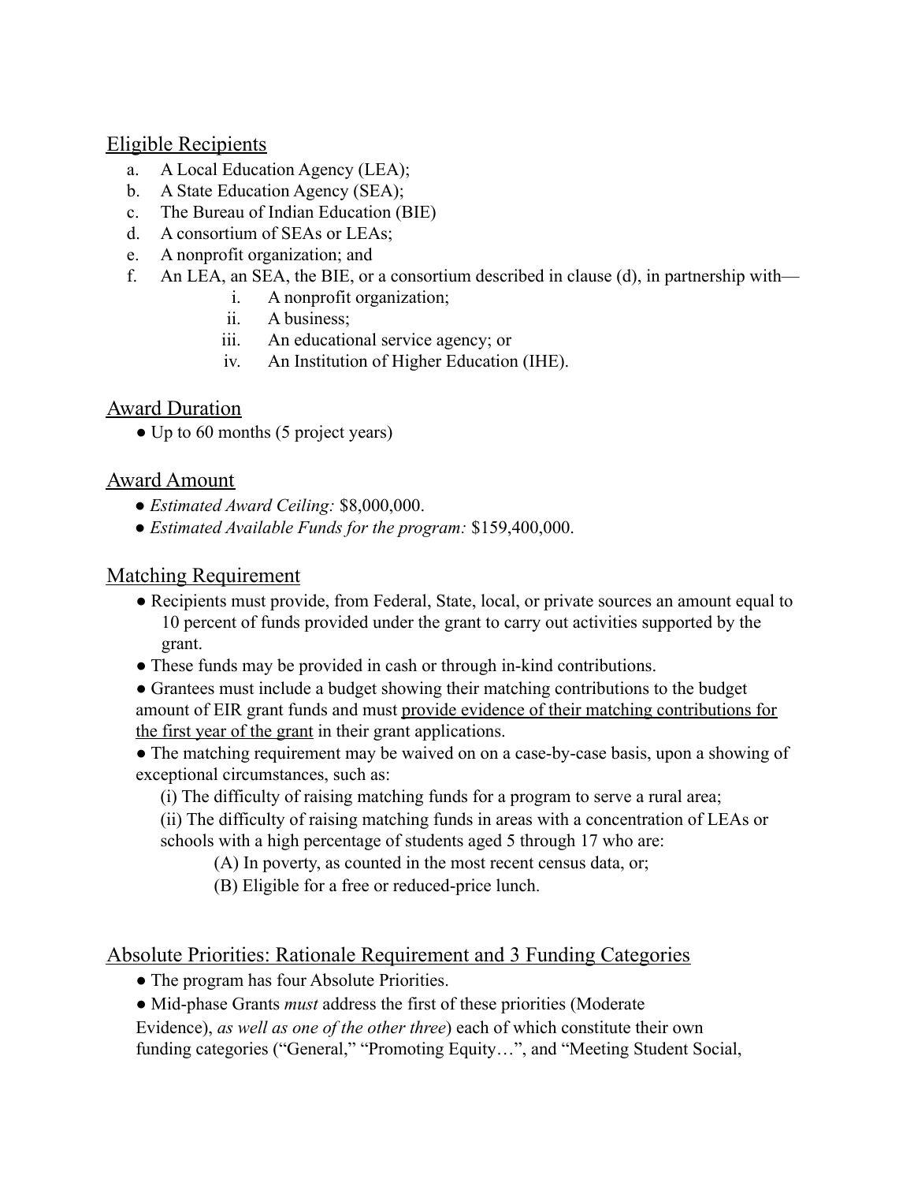## Eligible Recipients

a. A Local Education Agency (LEA);
b. A State Education Agency (SEA);
c. The Bureau of Indian Education (BIE)
d. A consortium of SEAs or LEAs;
e. A nonprofit organization; and
f. An LEA, an SEA, the BIE, or a consortium described in clause (d), in partnership with—
    i. A nonprofit organization;
    ii. A business;
    iii. An educational service agency; or
    iv. An Institution of Higher Education (IHE).

## Award Duration

- Up to 60 months (5 project years)

## Award Amount

- *Estimated Award Ceiling:* $8,000,000.
- *Estimated Available Funds for the program:* $159,400,000.

## Matching Requirement

- Recipients must provide, from Federal, State, local, or private sources an amount equal to 10 percent of funds provided under the grant to carry out activities supported by the grant.
- These funds may be provided in cash or through in-kind contributions.
- Grantees must include a budget showing their matching contributions to the budget amount of EIR grant funds and must <u>provide evidence of their matching contributions for the first year of the grant</u> in their grant applications.
- The matching requirement may be waived on on a case-by-case basis, upon a showing of exceptional circumstances, such as:
    (i) The difficulty of raising matching funds for a program to serve a rural area;
    (ii) The difficulty of raising matching funds in areas with a concentration of LEAs or schools with a high percentage of students aged 5 through 17 who are:
        (A) In poverty, as counted in the most recent census data, or;
        (B) Eligible for a free or reduced-price lunch.

## Absolute Priorities: Rationale Requirement and 3 Funding Categories

- The program has four Absolute Priorities.
- Mid-phase Grants *must* address the first of these priorities (Moderate Evidence), *as well as one of the other three*) each of which constitute their own funding categories ("General," "Promoting Equity…", and "Meeting Student Social,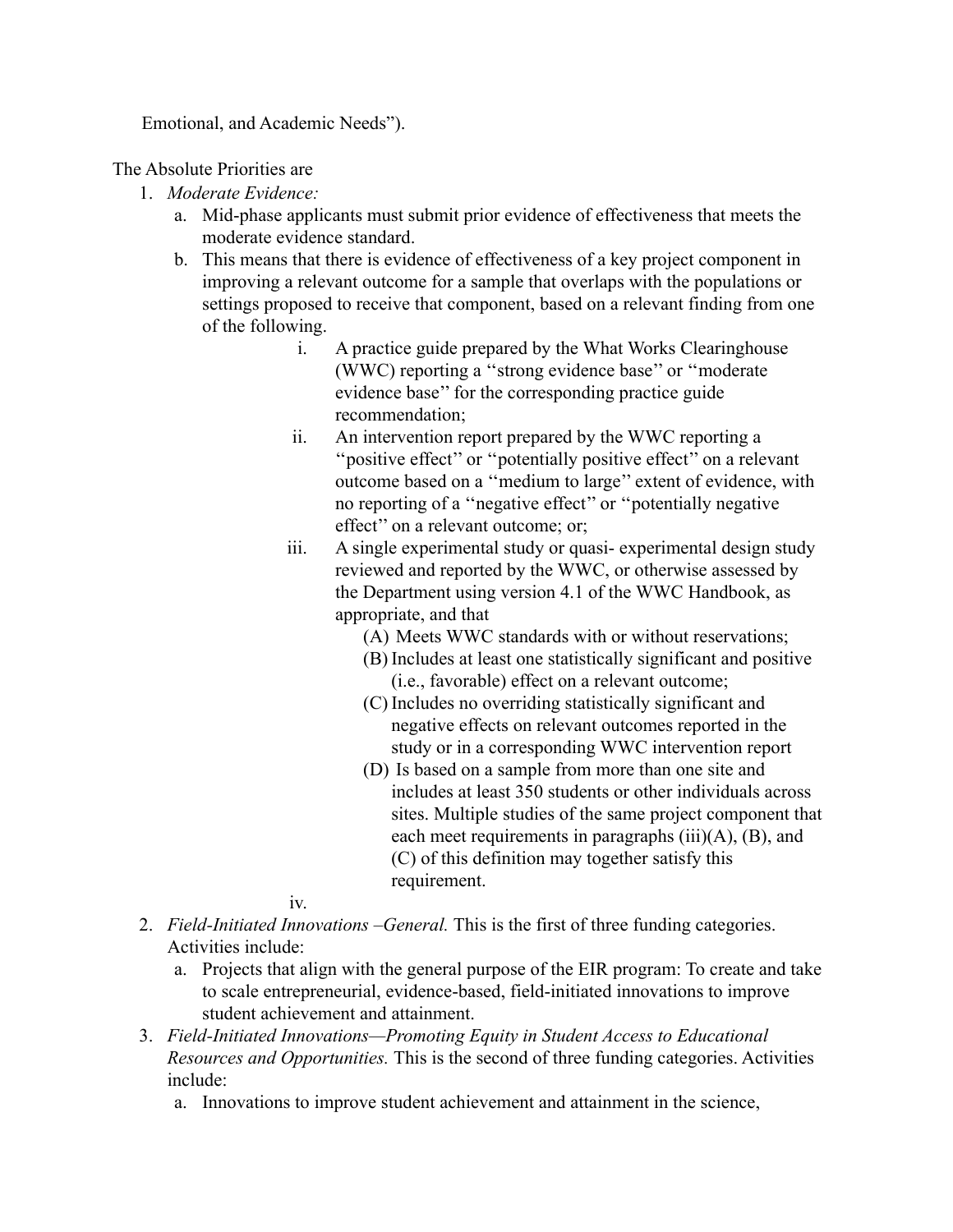Emotional, and Academic Needs").

The Absolute Priorities are

1. *Moderate Evidence:*
   a. Mid-phase applicants must submit prior evidence of effectiveness that meets the moderate evidence standard.
   b. This means that there is evidence of effectiveness of a key project component in improving a relevant outcome for a sample that overlaps with the populations or settings proposed to receive that component, based on a relevant finding from one of the following.
      i. A practice guide prepared by the What Works Clearinghouse (WWC) reporting a ''strong evidence base'' or ''moderate evidence base'' for the corresponding practice guide recommendation;
      ii. An intervention report prepared by the WWC reporting a ''positive effect'' or ''potentially positive effect'' on a relevant outcome based on a ''medium to large'' extent of evidence, with no reporting of a ''negative effect'' or ''potentially negative effect'' on a relevant outcome; or;
      iii. A single experimental study or quasi- experimental design study reviewed and reported by the WWC, or otherwise assessed by the Department using version 4.1 of the WWC Handbook, as appropriate, and that
         (A) Meets WWC standards with or without reservations;
         (B) Includes at least one statistically significant and positive (i.e., favorable) effect on a relevant outcome;
         (C) Includes no overriding statistically significant and negative effects on relevant outcomes reported in the study or in a corresponding WWC intervention report
         (D) Is based on a sample from more than one site and includes at least 350 students or other individuals across sites. Multiple studies of the same project component that each meet requirements in paragraphs (iii)(A), (B), and (C) of this definition may together satisfy this requirement.
      iv.
2. *Field-Initiated Innovations –General.* This is the first of three funding categories. Activities include:
   a. Projects that align with the general purpose of the EIR program: To create and take to scale entrepreneurial, evidence-based, field-initiated innovations to improve student achievement and attainment.
3. *Field-Initiated Innovations—Promoting Equity in Student Access to Educational Resources and Opportunities.* This is the second of three funding categories. Activities include:
   a. Innovations to improve student achievement and attainment in the science,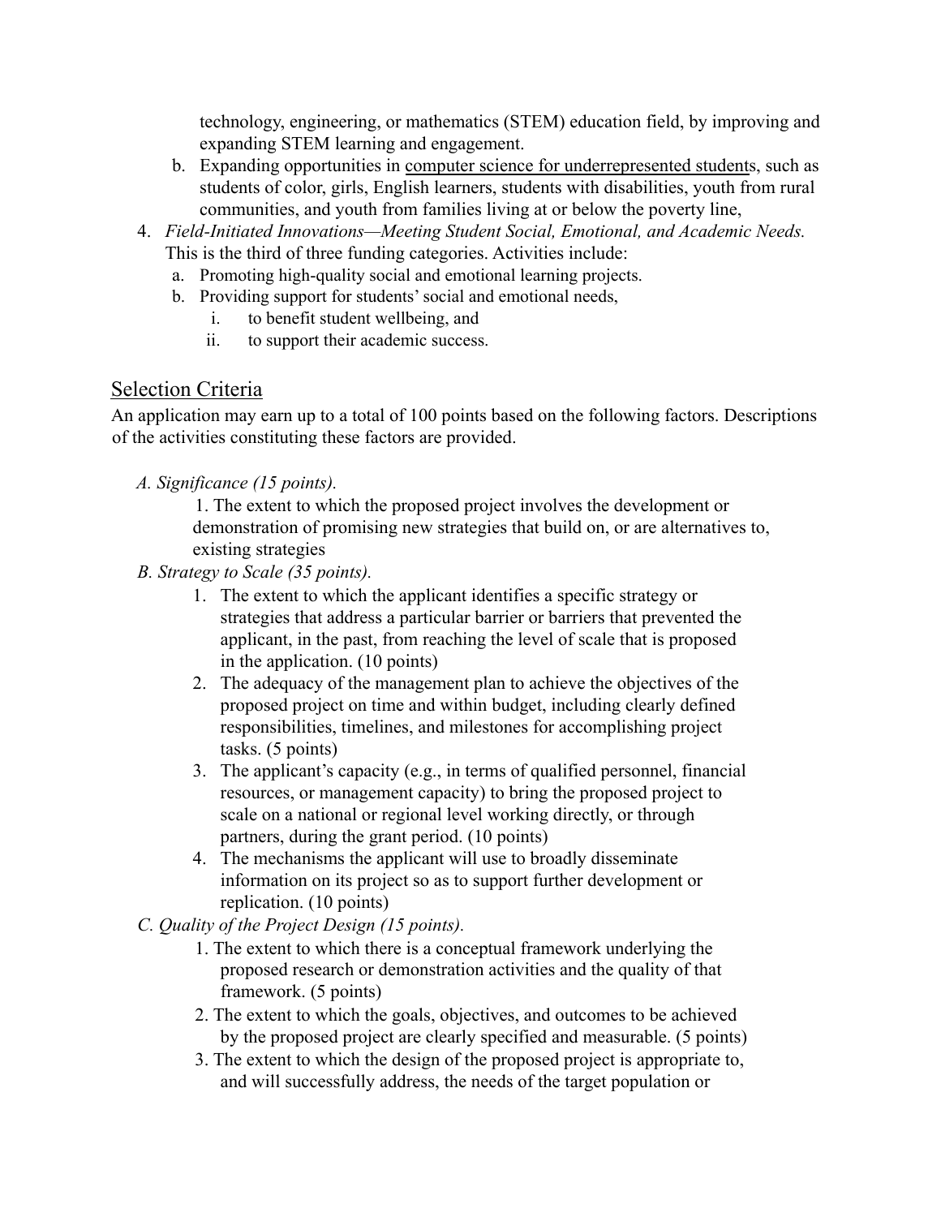technology, engineering, or mathematics (STEM) education field, by improving and expanding STEM learning and engagement.

   b. Expanding opportunities in computer science for underrepresented students, such as students of color, girls, English learners, students with disabilities, youth from rural communities, and youth from families living at or below the poverty line,

4. *Field-Initiated Innovations—Meeting Student Social, Emotional, and Academic Needs.* This is the third of three funding categories. Activities include:
   a. Promoting high-quality social and emotional learning projects.
   b. Providing support for students' social and emotional needs,
      i. to benefit student wellbeing, and
      ii. to support their academic success.

## Selection Criteria

An application may earn up to a total of 100 points based on the following factors. Descriptions of the activities constituting these factors are provided.

*A. Significance (15 points).*

1. The extent to which the proposed project involves the development or demonstration of promising new strategies that build on, or are alternatives to, existing strategies

*B. Strategy to Scale (35 points).*

1. The extent to which the applicant identifies a specific strategy or strategies that address a particular barrier or barriers that prevented the applicant, in the past, from reaching the level of scale that is proposed in the application. (10 points)
2. The adequacy of the management plan to achieve the objectives of the proposed project on time and within budget, including clearly defined responsibilities, timelines, and milestones for accomplishing project tasks. (5 points)
3. The applicant's capacity (e.g., in terms of qualified personnel, financial resources, or management capacity) to bring the proposed project to scale on a national or regional level working directly, or through partners, during the grant period. (10 points)
4. The mechanisms the applicant will use to broadly disseminate information on its project so as to support further development or replication. (10 points)

*C. Quality of the Project Design (15 points).*

1. The extent to which there is a conceptual framework underlying the proposed research or demonstration activities and the quality of that framework. (5 points)
2. The extent to which the goals, objectives, and outcomes to be achieved by the proposed project are clearly specified and measurable. (5 points)
3. The extent to which the design of the proposed project is appropriate to, and will successfully address, the needs of the target population or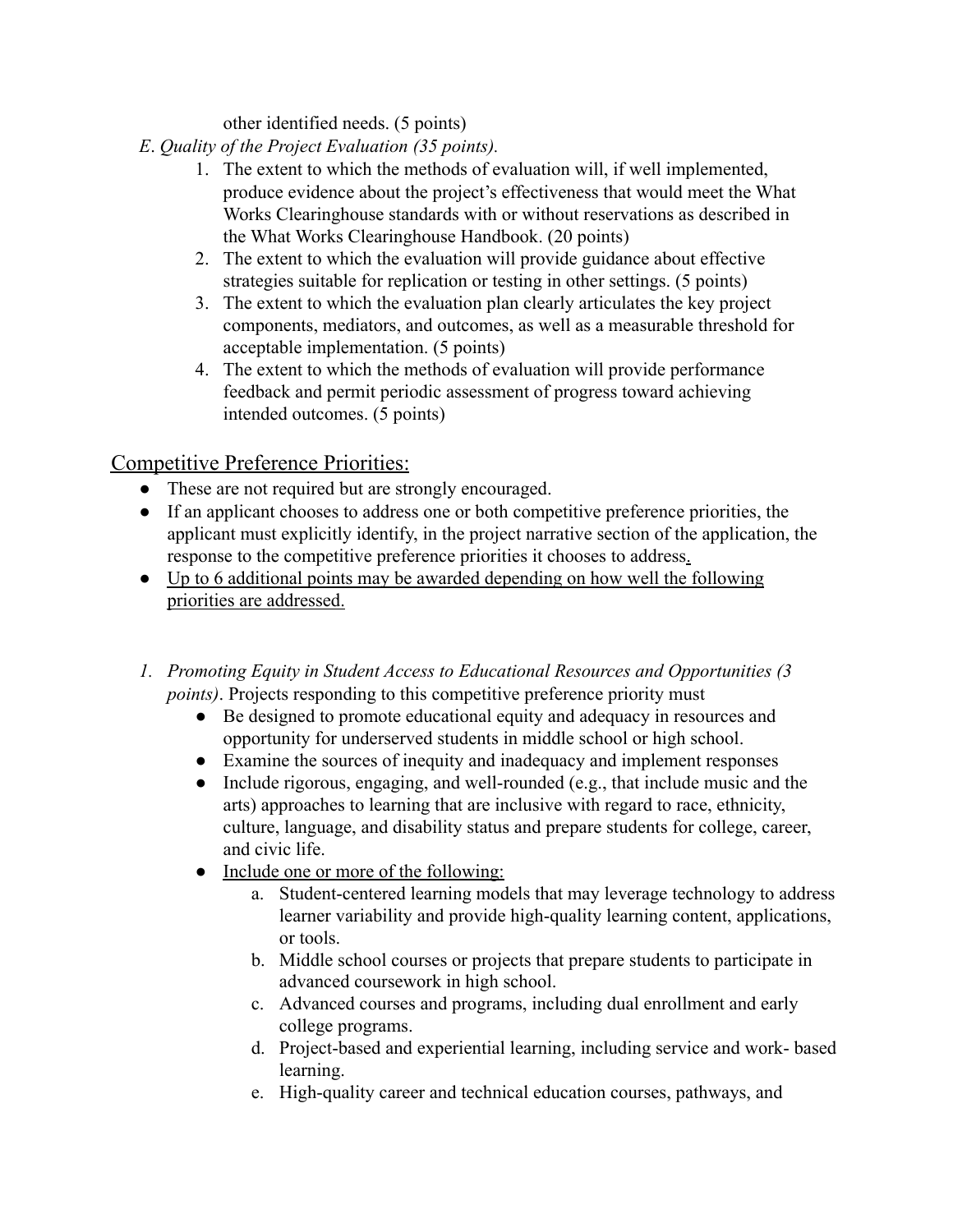other identified needs. (5 points)

*E. Quality of the Project Evaluation (35 points).*

1. The extent to which the methods of evaluation will, if well implemented, produce evidence about the project's effectiveness that would meet the What Works Clearinghouse standards with or without reservations as described in the What Works Clearinghouse Handbook. (20 points)
2. The extent to which the evaluation will provide guidance about effective strategies suitable for replication or testing in other settings. (5 points)
3. The extent to which the evaluation plan clearly articulates the key project components, mediators, and outcomes, as well as a measurable threshold for acceptable implementation. (5 points)
4. The extent to which the methods of evaluation will provide performance feedback and permit periodic assessment of progress toward achieving intended outcomes. (5 points)

## Competitive Preference Priorities:

- These are not required but are strongly encouraged.
- If an applicant chooses to address one or both competitive preference priorities, the applicant must explicitly identify, in the project narrative section of the application, the response to the competitive preference priorities it chooses to address.
- <u>Up to 6 additional points may be awarded depending on how well the following priorities are addressed.</u>

1. *Promoting Equity in Student Access to Educational Resources and Opportunities (3 points)*. Projects responding to this competitive preference priority must
   - Be designed to promote educational equity and adequacy in resources and opportunity for underserved students in middle school or high school.
   - Examine the sources of inequity and inadequacy and implement responses
   - Include rigorous, engaging, and well-rounded (e.g., that include music and the arts) approaches to learning that are inclusive with regard to race, ethnicity, culture, language, and disability status and prepare students for college, career, and civic life.
   - <u>Include one or more of the following:</u>
     a. Student-centered learning models that may leverage technology to address learner variability and provide high-quality learning content, applications, or tools.
     b. Middle school courses or projects that prepare students to participate in advanced coursework in high school.
     c. Advanced courses and programs, including dual enrollment and early college programs.
     d. Project-based and experiential learning, including service and work- based learning.
     e. High-quality career and technical education courses, pathways, and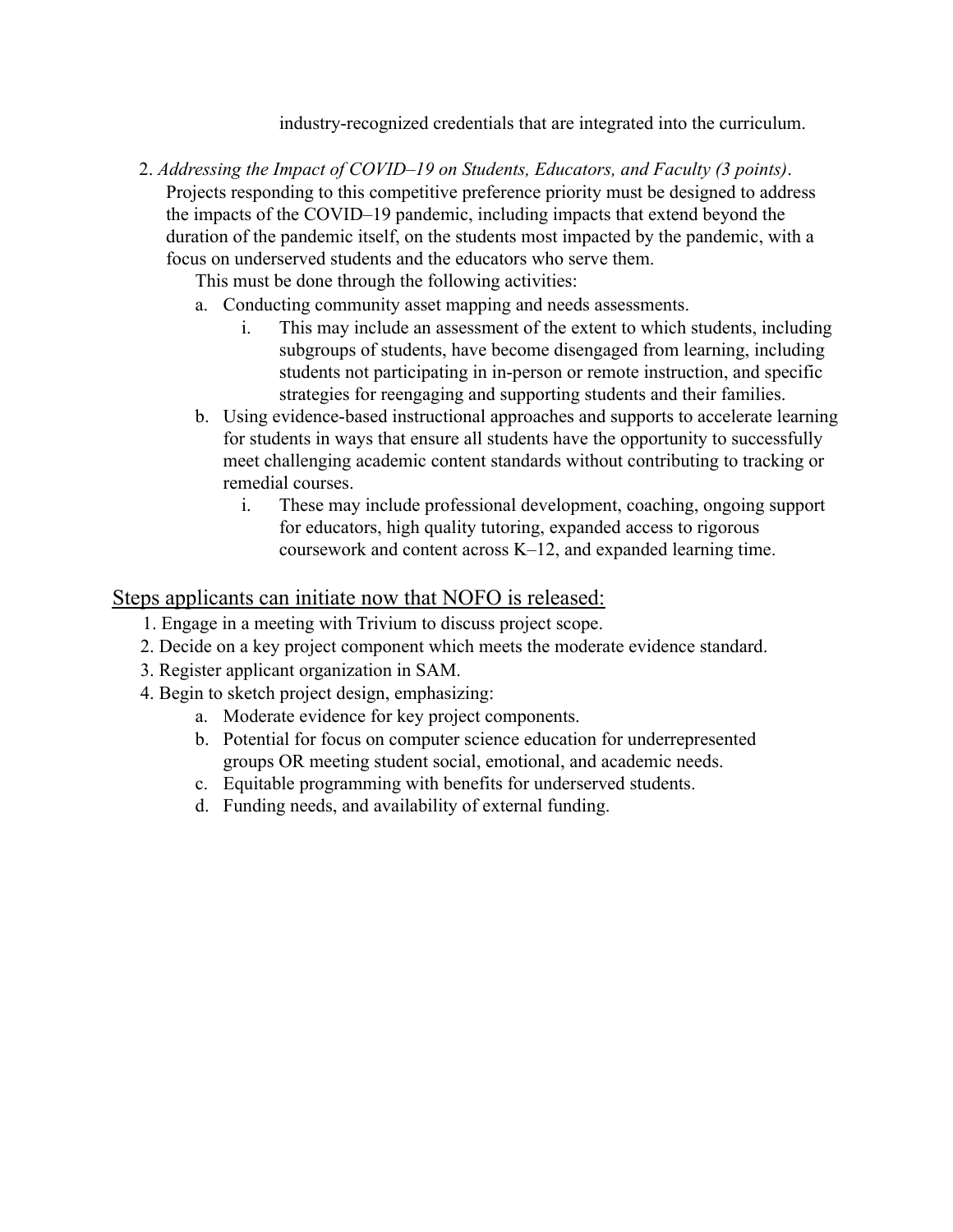industry-recognized credentials that are integrated into the curriculum.

2. *Addressing the Impact of COVID–19 on Students, Educators, and Faculty (3 points)*. Projects responding to this competitive preference priority must be designed to address the impacts of the COVID–19 pandemic, including impacts that extend beyond the duration of the pandemic itself, on the students most impacted by the pandemic, with a focus on underserved students and the educators who serve them.

   This must be done through the following activities:

   a. Conducting community asset mapping and needs assessments.
      i. This may include an assessment of the extent to which students, including subgroups of students, have become disengaged from learning, including students not participating in in-person or remote instruction, and specific strategies for reengaging and supporting students and their families.

   b. Using evidence-based instructional approaches and supports to accelerate learning for students in ways that ensure all students have the opportunity to successfully meet challenging academic content standards without contributing to tracking or remedial courses.
      i. These may include professional development, coaching, ongoing support for educators, high quality tutoring, expanded access to rigorous coursework and content across K–12, and expanded learning time.

## Steps applicants can initiate now that NOFO is released:

1. Engage in a meeting with Trivium to discuss project scope.
2. Decide on a key project component which meets the moderate evidence standard.
3. Register applicant organization in SAM.
4. Begin to sketch project design, emphasizing:
   a. Moderate evidence for key project components.
   b. Potential for focus on computer science education for underrepresented groups OR meeting student social, emotional, and academic needs.
   c. Equitable programming with benefits for underserved students.
   d. Funding needs, and availability of external funding.